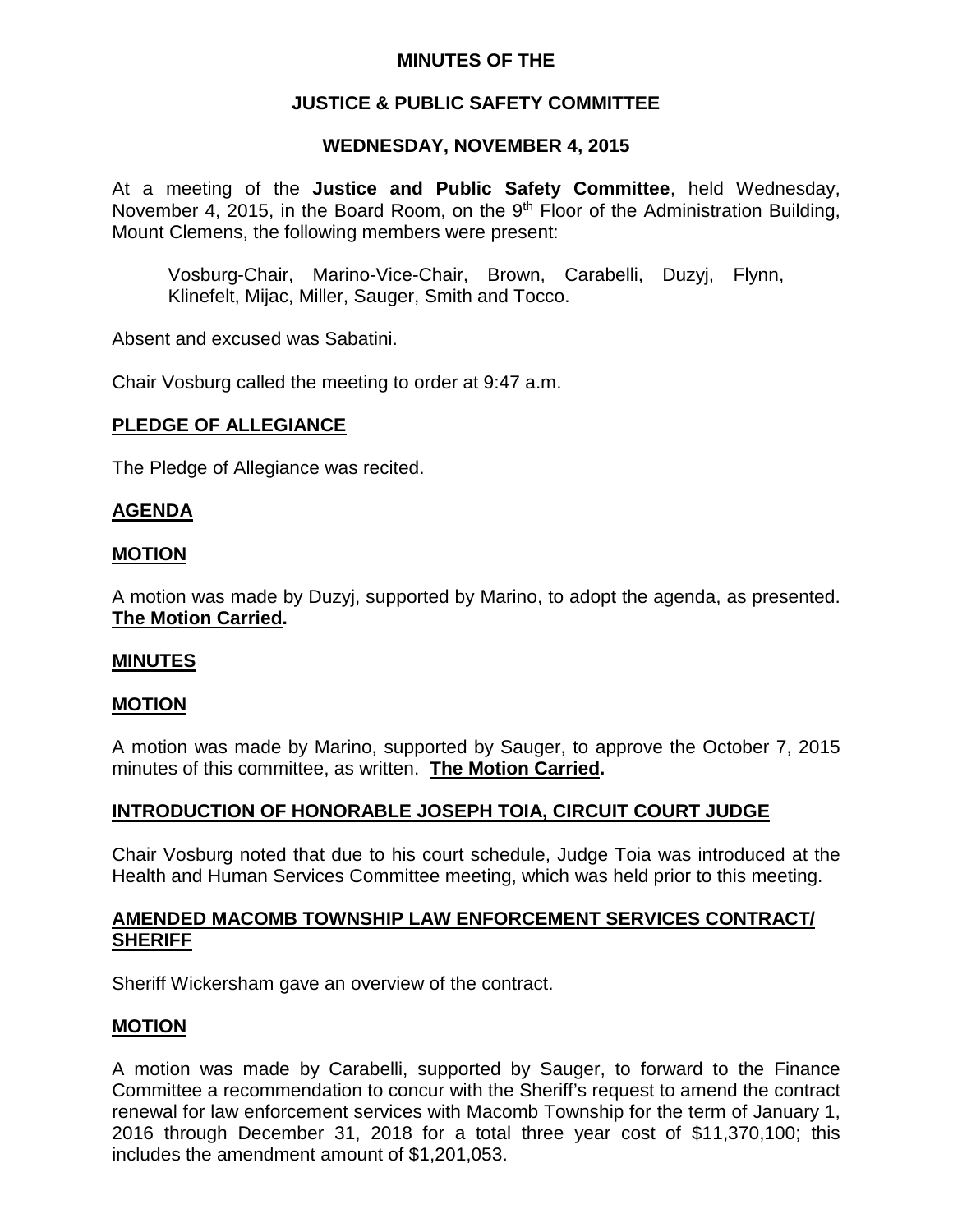# MINUTES OF THE

# JUSTICE & PUBLIC SAFETY COMMITTEE

# WEDNESDAY, NOVEMBER 4, 2015

At a meeting of the **Justice and Public Safety Committee**, held Wednesday, November 4, 2015, in the Board Room, on the 9th Floor of the Administration Building, Mount Clemens, the following members were present:

Vosburg-Chair, Marino-Vice-Chair, Brown, Carabelli, Duzyj, Flynn, Klinefelt, Mijac, Miller, Sauger, Smith and Tocco.

Absent and excused was Sabatini.

Chair Vosburg called the meeting to order at 9:47 a.m.

## PLEDGE OF ALLEGIANCE

The Pledge of Allegiance was recited.

## AGENDA

## MOTION

A motion was made by Duzyj, supported by Marino, to adopt the agenda, as presented. **The Motion Carried.**

## MINUTES

## MOTION

A motion was made by Marino, supported by Sauger, to approve the October 7, 2015 minutes of this committee, as written. **The Motion Carried.**

## INTRODUCTION OF HONORABLE JOSEPH TOIA, CIRCUIT COURT JUDGE

Chair Vosburg noted that due to his court schedule, Judge Toia was introduced at the Health and Human Services Committee meeting, which was held prior to this meeting.

## AMENDED MACOMB TOWNSHIP LAW ENFORCEMENT SERVICES CONTRACT/ SHERIFF

Sheriff Wickersham gave an overview of the contract.

## MOTION

A motion was made by Carabelli, supported by Sauger, to forward to the Finance Committee a recommendation to concur with the Sheriff's request to amend the contract renewal for law enforcement services with Macomb Township for the term of January 1, 2016 through December 31, 2018 for a total three year cost of $11,370,100; this includes the amendment amount of $1,201,053.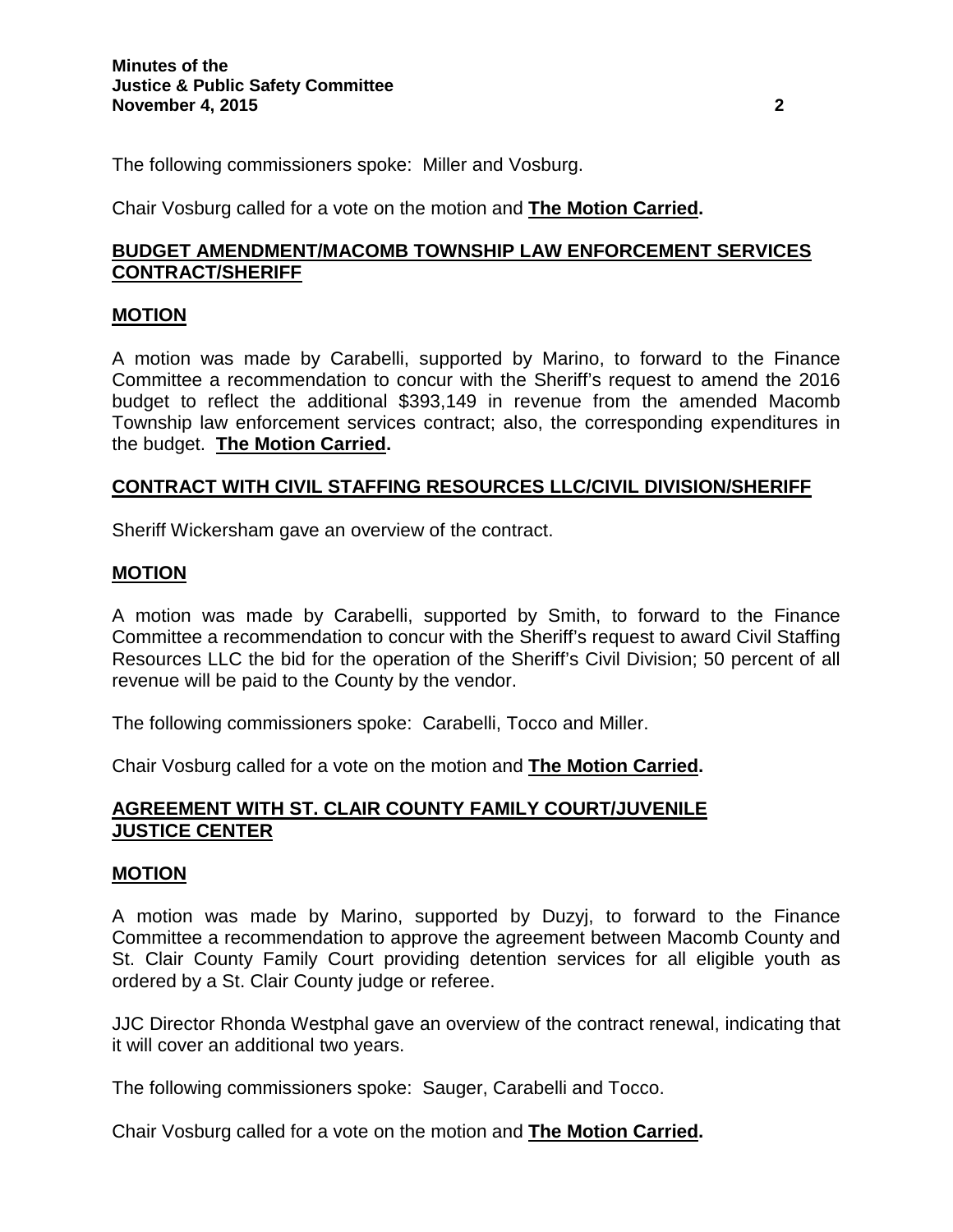The following commissioners spoke: Miller and Vosburg.

Chair Vosburg called for a vote on the motion and **The Motion Carried.**

## BUDGET AMENDMENT/MACOMB TOWNSHIP LAW ENFORCEMENT SERVICES CONTRACT/SHERIFF

### MOTION

A motion was made by Carabelli, supported by Marino, to forward to the Finance Committee a recommendation to concur with the Sheriff's request to amend the 2016 budget to reflect the additional $393,149 in revenue from the amended Macomb Township law enforcement services contract; also, the corresponding expenditures in the budget. **The Motion Carried.**

## CONTRACT WITH CIVIL STAFFING RESOURCES LLC/CIVIL DIVISION/SHERIFF

Sheriff Wickersham gave an overview of the contract.

### MOTION

A motion was made by Carabelli, supported by Smith, to forward to the Finance Committee a recommendation to concur with the Sheriff's request to award Civil Staffing Resources LLC the bid for the operation of the Sheriff's Civil Division; 50 percent of all revenue will be paid to the County by the vendor.

The following commissioners spoke: Carabelli, Tocco and Miller.

Chair Vosburg called for a vote on the motion and **The Motion Carried.**

## AGREEMENT WITH ST. CLAIR COUNTY FAMILY COURT/JUVENILE JUSTICE CENTER

### MOTION

A motion was made by Marino, supported by Duzyj, to forward to the Finance Committee a recommendation to approve the agreement between Macomb County and St. Clair County Family Court providing detention services for all eligible youth as ordered by a St. Clair County judge or referee.

JJC Director Rhonda Westphal gave an overview of the contract renewal, indicating that it will cover an additional two years.

The following commissioners spoke: Sauger, Carabelli and Tocco.

Chair Vosburg called for a vote on the motion and **The Motion Carried.**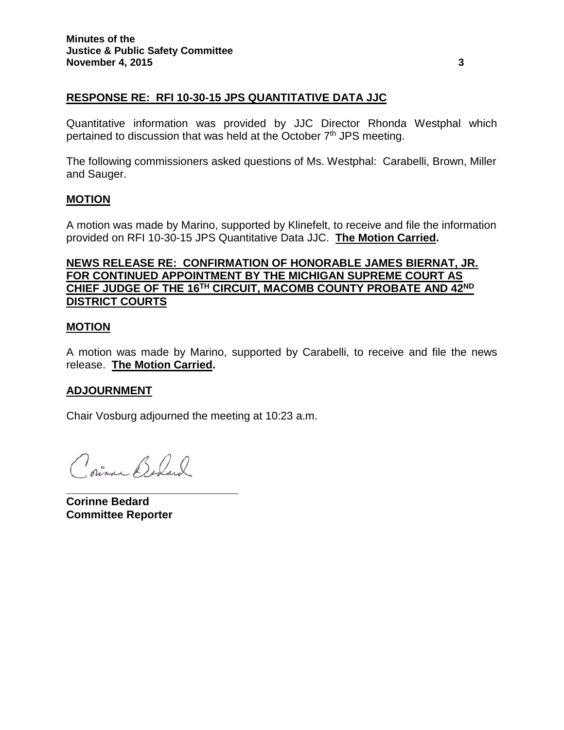**RESPONSE RE: RFI 10-30-15 JPS QUANTITATIVE DATA JJC**

Quantitative information was provided by JJC Director Rhonda Westphal which pertained to discussion that was held at the October 7th JPS meeting.

The following commissioners asked questions of Ms. Westphal: Carabelli, Brown, Miller and Sauger.

**MOTION**

A motion was made by Marino, supported by Klinefelt, to receive and file the information provided on RFI 10-30-15 JPS Quantitative Data JJC. **The Motion Carried.**

**NEWS RELEASE RE: CONFIRMATION OF HONORABLE JAMES BIERNAT, JR. FOR CONTINUED APPOINTMENT BY THE MICHIGAN SUPREME COURT AS CHIEF JUDGE OF THE 16TH CIRCUIT, MACOMB COUNTY PROBATE AND 42ND DISTRICT COURTS**

**MOTION**

A motion was made by Marino, supported by Carabelli, to receive and file the news release. **The Motion Carried.**

**ADJOURNMENT**

Chair Vosburg adjourned the meeting at 10:23 a.m.

\_\_\_\_\_\_\_\_\_\_\_\_\_\_\_\_\_\_\_\_\_\_\_\_\_\_\_\_\_\_

**Corinne Bedard**
**Committee Reporter**